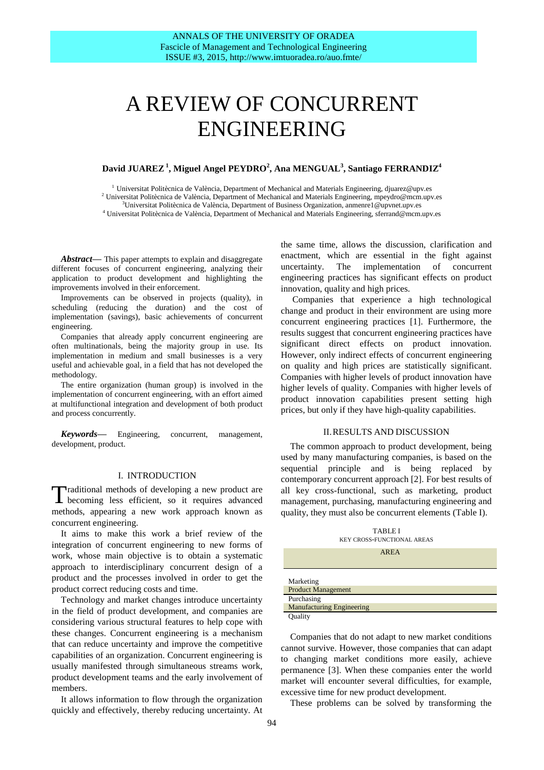# A REVIEW OF CONCURRENT ENGINEERING

**David JUAREZ [1], Miguel Angel PEYDRO[2], Ana MENGUAL[3], Santiago FERRANDIZ[4]**

[1] Universitat Politècnica de València, Department of Mechanical and Materials Engineering, djuarez@upv.es
[2] Universitat Politècnica de València, Department of Mechanical and Materials Engineering, mpeydro@mcm.upv.es
[3] Universitat Politècnica de València, Department of Business Organization, anmenre1@upvnet.upv.es
[4] Universitat Politècnica de València, Department of Mechanical and Materials Engineering, sferrand@mcm.upv.es

***Abstract*****—** This paper attempts to explain and disaggregate different focuses of concurrent engineering, analyzing their application to product development and highlighting the improvements involved in their enforcement.

Improvements can be observed in projects (quality), in scheduling (reducing the duration) and the cost of implementation (savings), basic achievements of concurrent engineering.

Companies that already apply concurrent engineering are often multinationals, being the majority group in use. Its implementation in medium and small businesses is a very useful and achievable goal, in a field that has not developed the methodology.

The entire organization (human group) is involved in the implementation of concurrent engineering, with an effort aimed at multifunctional integration and development of both product and process concurrently.

***Keywords*****—** Engineering, concurrent, management, development, product.

## I. INTRODUCTION

Traditional methods of developing a new product are becoming less efficient, so it requires advanced methods, appearing a new work approach known as concurrent engineering.

It aims to make this work a brief review of the integration of concurrent engineering to new forms of work, whose main objective is to obtain a systematic approach to interdisciplinary concurrent design of a product and the processes involved in order to get the product correct reducing costs and time.

Technology and market changes introduce uncertainty in the field of product development, and companies are considering various structural features to help cope with these changes. Concurrent engineering is a mechanism that can reduce uncertainty and improve the competitive capabilities of an organization. Concurrent engineering is usually manifested through simultaneous streams work, product development teams and the early involvement of members.

It allows information to flow through the organization quickly and effectively, thereby reducing uncertainty. At the same time, allows the discussion, clarification and enactment, which are essential in the fight against uncertainty. The implementation of concurrent engineering practices has significant effects on product innovation, quality and high prices.

Companies that experience a high technological change and product in their environment are using more concurrent engineering practices [1]. Furthermore, the results suggest that concurrent engineering practices have significant direct effects on product innovation. However, only indirect effects of concurrent engineering on quality and high prices are statistically significant. Companies with higher levels of product innovation have higher levels of quality. Companies with higher levels of product innovation capabilities present setting high prices, but only if they have high-quality capabilities.

## II. RESULTS AND DISCUSSION

The common approach to product development, being used by many manufacturing companies, is based on the sequential principle and is being replaced by contemporary concurrent approach [2]. For best results of all key cross-functional, such as marketing, product management, purchasing, manufacturing engineering and quality, they must also be concurrent elements (Table I).

TABLE I
KEY CROSS-FUNCTIONAL AREAS

| AREA |
|---|
| Marketing |
| Product Management |
| Purchasing |
| Manufacturing Engineering |
| Quality |

Companies that do not adapt to new market conditions cannot survive. However, those companies that can adapt to changing market conditions more easily, achieve permanence [3]. When these companies enter the world market will encounter several difficulties, for example, excessive time for new product development.

These problems can be solved by transforming the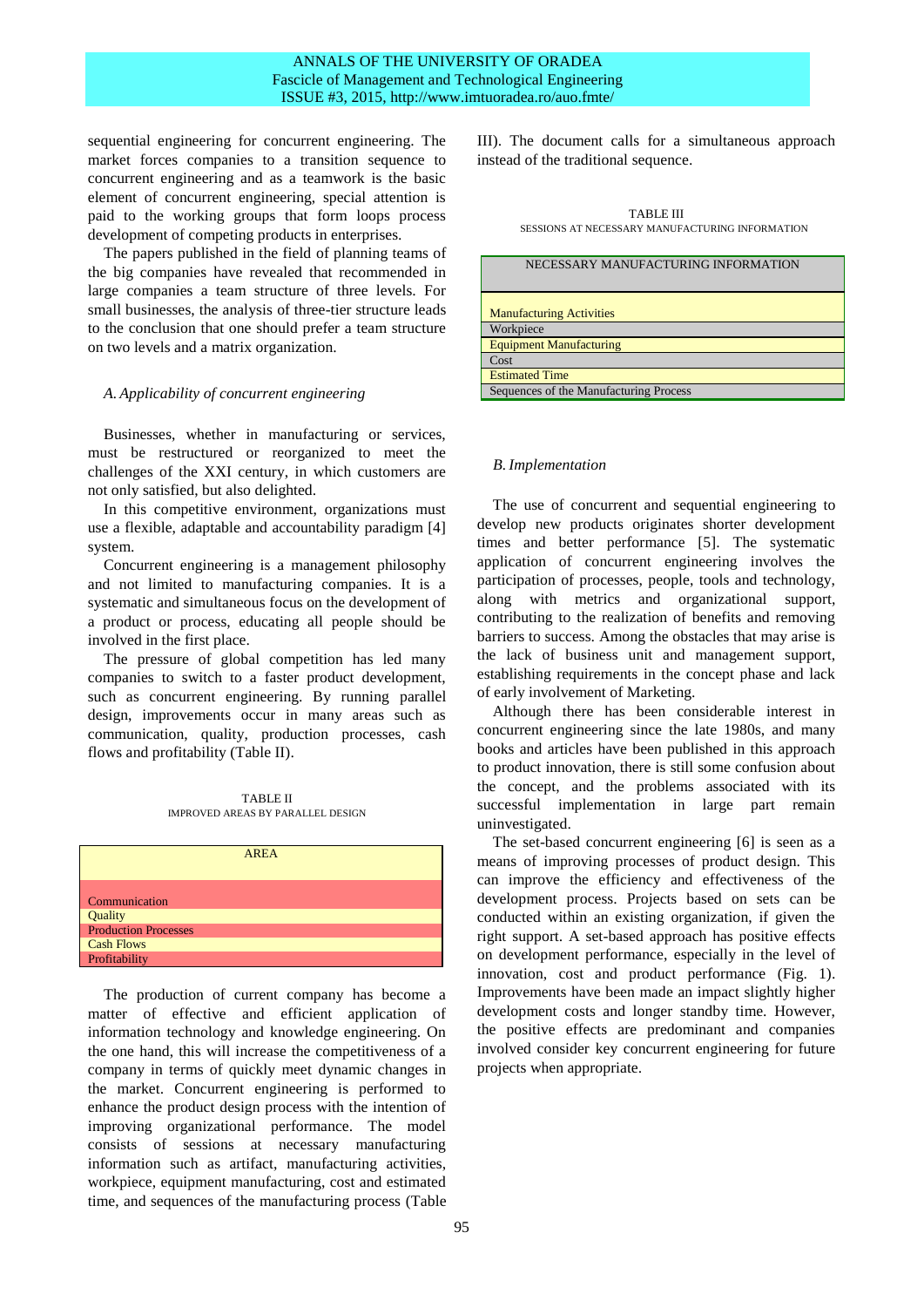sequential engineering for concurrent engineering. The market forces companies to a transition sequence to concurrent engineering and as a teamwork is the basic element of concurrent engineering, special attention is paid to the working groups that form loops process development of competing products in enterprises.

The papers published in the field of planning teams of the big companies have revealed that recommended in large companies a team structure of three levels. For small businesses, the analysis of three-tier structure leads to the conclusion that one should prefer a team structure on two levels and a matrix organization.

### *A. Applicability of concurrent engineering*

Businesses, whether in manufacturing or services, must be restructured or reorganized to meet the challenges of the XXI century, in which customers are not only satisfied, but also delighted.

In this competitive environment, organizations must use a flexible, adaptable and accountability paradigm [4] system.

Concurrent engineering is a management philosophy and not limited to manufacturing companies. It is a systematic and simultaneous focus on the development of a product or process, educating all people should be involved in the first place.

The pressure of global competition has led many companies to switch to a faster product development, such as concurrent engineering. By running parallel design, improvements occur in many areas such as communication, quality, production processes, cash flows and profitability (Table II).

TABLE II
IMPROVED AREAS BY PARALLEL DESIGN

| AREA |
|---|
| Communication |
| Quality |
| Production Processes |
| Cash Flows |
| Profitability |

The production of current company has become a matter of effective and efficient application of information technology and knowledge engineering. On the one hand, this will increase the competitiveness of a company in terms of quickly meet dynamic changes in the market. Concurrent engineering is performed to enhance the product design process with the intention of improving organizational performance. The model consists of sessions at necessary manufacturing information such as artifact, manufacturing activities, workpiece, equipment manufacturing, cost and estimated time, and sequences of the manufacturing process (Table III). The document calls for a simultaneous approach instead of the traditional sequence.

TABLE III
SESSIONS AT NECESSARY MANUFACTURING INFORMATION

| NECESSARY MANUFACTURING INFORMATION |
|---|
| Manufacturing Activities |
| Workpiece |
| Equipment Manufacturing |
| Cost |
| Estimated Time |
| Sequences of the Manufacturing Process |

### *B. Implementation*

The use of concurrent and sequential engineering to develop new products originates shorter development times and better performance [5]. The systematic application of concurrent engineering involves the participation of processes, people, tools and technology, along with metrics and organizational support, contributing to the realization of benefits and removing barriers to success. Among the obstacles that may arise is the lack of business unit and management support, establishing requirements in the concept phase and lack of early involvement of Marketing.

Although there has been considerable interest in concurrent engineering since the late 1980s, and many books and articles have been published in this approach to product innovation, there is still some confusion about the concept, and the problems associated with its successful implementation in large part remain uninvestigated.

The set-based concurrent engineering [6] is seen as a means of improving processes of product design. This can improve the efficiency and effectiveness of the development process. Projects based on sets can be conducted within an existing organization, if given the right support. A set-based approach has positive effects on development performance, especially in the level of innovation, cost and product performance (Fig. 1). Improvements have been made an impact slightly higher development costs and longer standby time. However, the positive effects are predominant and companies involved consider key concurrent engineering for future projects when appropriate.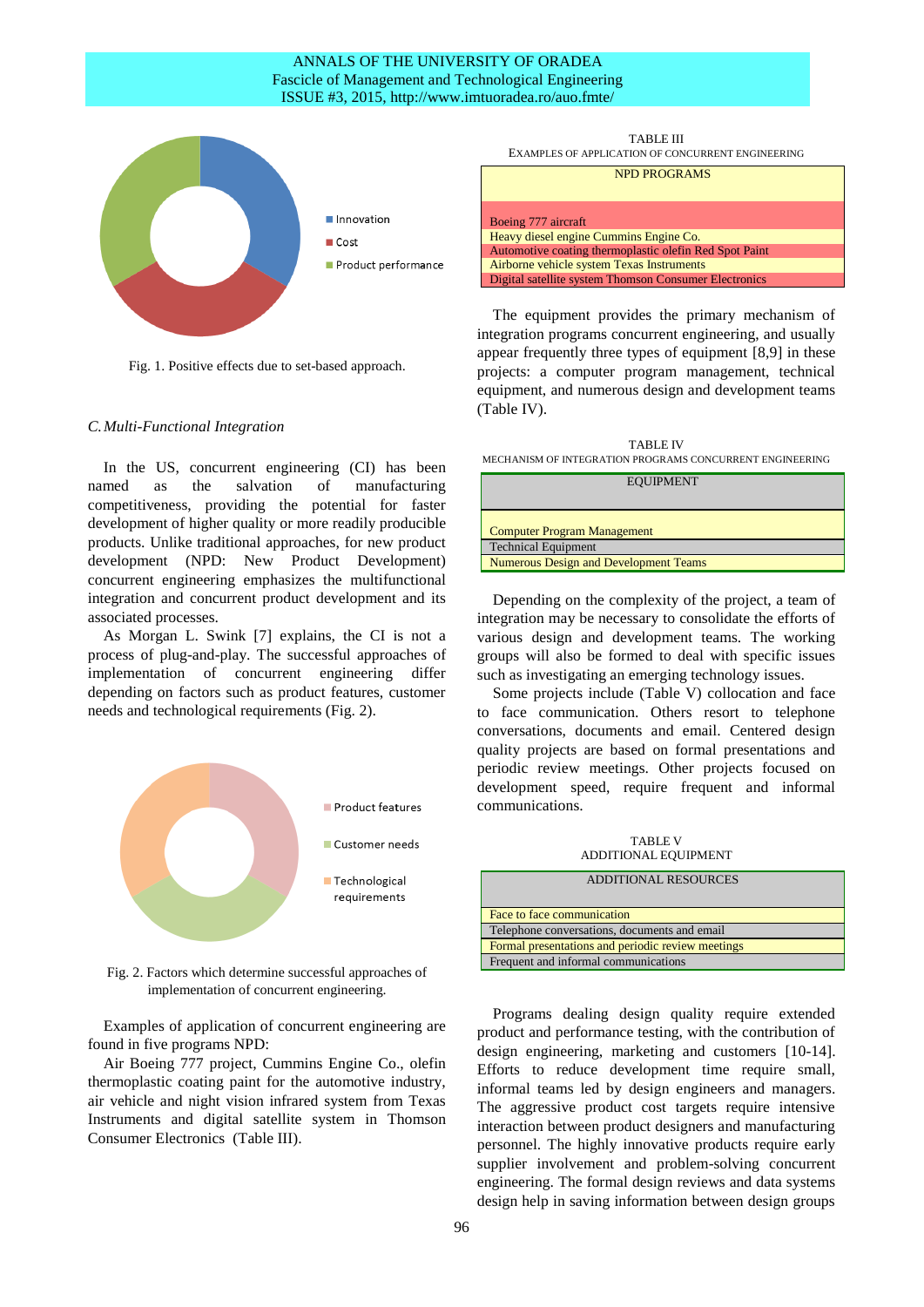Fig. 1. Positive effects due to set-based approach.

### C. Multi-Functional Integration

In the US, concurrent engineering (CI) has been named as the salvation of manufacturing competitiveness, providing the potential for faster development of higher quality or more readily producible products. Unlike traditional approaches, for new product development (NPD: New Product Development) concurrent engineering emphasizes the multifunctional integration and concurrent product development and its associated processes.

As Morgan L. Swink [7] explains, the CI is not a process of plug-and-play. The successful approaches of implementation of concurrent engineering differ depending on factors such as product features, customer needs and technological requirements (Fig. 2).

Fig. 2. Factors which determine successful approaches of implementation of concurrent engineering.

Examples of application of concurrent engineering are found in five programs NPD:

Air Boeing 777 project, Cummins Engine Co., olefin thermoplastic coating paint for the automotive industry, air vehicle and night vision infrared system from Texas Instruments and digital satellite system in Thomson Consumer Electronics (Table III).

TABLE III
EXAMPLES OF APPLICATION OF CONCURRENT ENGINEERING

| NPD PROGRAMS |
|---|
| Boeing 777 aircraft |
| Heavy diesel engine Cummins Engine Co. |
| Automotive coating thermoplastic olefin Red Spot Paint |
| Airborne vehicle system Texas Instruments |
| Digital satellite system Thomson Consumer Electronics |

The equipment provides the primary mechanism of integration programs concurrent engineering, and usually appear frequently three types of equipment [8,9] in these projects: a computer program management, technical equipment, and numerous design and development teams (Table IV).

TABLE IV
MECHANISM OF INTEGRATION PROGRAMS CONCURRENT ENGINEERING

| EQUIPMENT |
|---|
| Computer Program Management |
| Technical Equipment |
| Numerous Design and Development Teams |

Depending on the complexity of the project, a team of integration may be necessary to consolidate the efforts of various design and development teams. The working groups will also be formed to deal with specific issues such as investigating an emerging technology issues.

Some projects include (Table V) collocation and face to face communication. Others resort to telephone conversations, documents and email. Centered design quality projects are based on formal presentations and periodic review meetings. Other projects focused on development speed, require frequent and informal communications.

TABLE V
ADDITIONAL EQUIPMENT

| ADDITIONAL RESOURCES |
|---|
| Face to face communication |
| Telephone conversations, documents and email |
| Formal presentations and periodic review meetings |
| Frequent and informal communications |

Programs dealing design quality require extended product and performance testing, with the contribution of design engineering, marketing and customers [10-14]. Efforts to reduce development time require small, informal teams led by design engineers and managers. The aggressive product cost targets require intensive interaction between product designers and manufacturing personnel. The highly innovative products require early supplier involvement and problem-solving concurrent engineering. The formal design reviews and data systems design help in saving information between design groups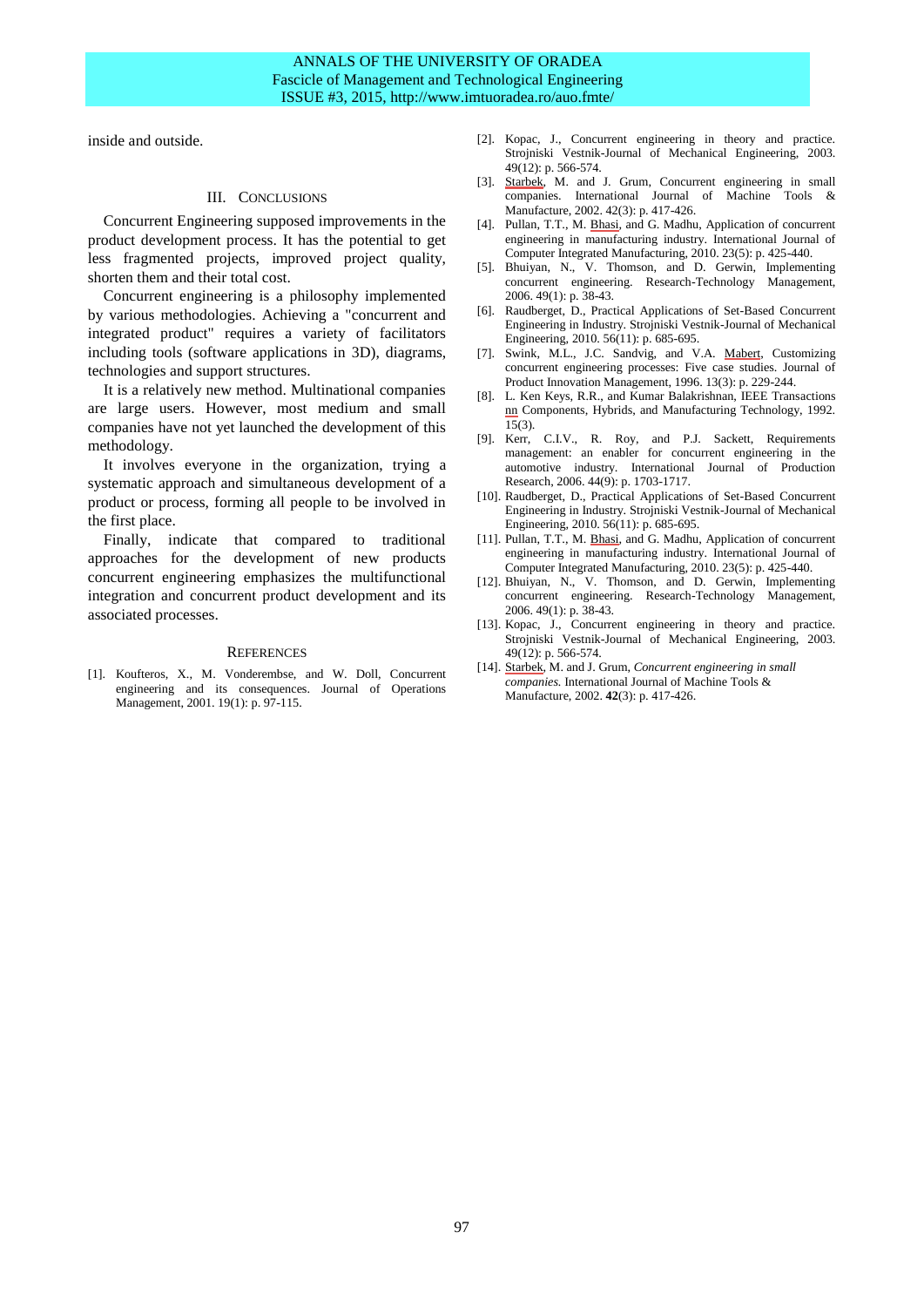inside and outside.

## III. Conclusions

Concurrent Engineering supposed improvements in the product development process. It has the potential to get less fragmented projects, improved project quality, shorten them and their total cost.

Concurrent engineering is a philosophy implemented by various methodologies. Achieving a "concurrent and integrated product" requires a variety of facilitators including tools (software applications in 3D), diagrams, technologies and support structures.

It is a relatively new method. Multinational companies are large users. However, most medium and small companies have not yet launched the development of this methodology.

It involves everyone in the organization, trying a systematic approach and simultaneous development of a product or process, forming all people to be involved in the first place.

Finally, indicate that compared to traditional approaches for the development of new products concurrent engineering emphasizes the multifunctional integration and concurrent product development and its associated processes.

## References

[1]. Koufteros, X., M. Vonderembse, and W. Doll, Concurrent engineering and its consequences. Journal of Operations Management, 2001. 19(1): p. 97-115.

[2]. Kopac, J., Concurrent engineering in theory and practice. Strojniski Vestnik-Journal of Mechanical Engineering, 2003. 49(12): p. 566-574.

[3]. Starbek, M. and J. Grum, Concurrent engineering in small companies. International Journal of Machine Tools & Manufacture, 2002. 42(3): p. 417-426.

[4]. Pullan, T.T., M. Bhasi, and G. Madhu, Application of concurrent engineering in manufacturing industry. International Journal of Computer Integrated Manufacturing, 2010. 23(5): p. 425-440.

[5]. Bhuiyan, N., V. Thomson, and D. Gerwin, Implementing concurrent engineering. Research-Technology Management, 2006. 49(1): p. 38-43.

[6]. Raudberget, D., Practical Applications of Set-Based Concurrent Engineering in Industry. Strojniski Vestnik-Journal of Mechanical Engineering, 2010. 56(11): p. 685-695.

[7]. Swink, M.L., J.C. Sandvig, and V.A. Mabert, Customizing concurrent engineering processes: Five case studies. Journal of Product Innovation Management, 1996. 13(3): p. 229-244.

[8]. L. Ken Keys, R.R., and Kumar Balakrishnan, IEEE Transactions nn Components, Hybrids, and Manufacturing Technology, 1992. 15(3).

[9]. Kerr, C.I.V., R. Roy, and P.J. Sackett, Requirements management: an enabler for concurrent engineering in the automotive industry. International Journal of Production Research, 2006. 44(9): p. 1703-1717.

[10]. Raudberget, D., Practical Applications of Set-Based Concurrent Engineering in Industry. Strojniski Vestnik-Journal of Mechanical Engineering, 2010. 56(11): p. 685-695.

[11]. Pullan, T.T., M. Bhasi, and G. Madhu, Application of concurrent engineering in manufacturing industry. International Journal of Computer Integrated Manufacturing, 2010. 23(5): p. 425-440.

[12]. Bhuiyan, N., V. Thomson, and D. Gerwin, Implementing concurrent engineering. Research-Technology Management, 2006. 49(1): p. 38-43.

[13]. Kopac, J., Concurrent engineering in theory and practice. Strojniski Vestnik-Journal of Mechanical Engineering, 2003. 49(12): p. 566-574.

[14]. Starbek, M. and J. Grum, *Concurrent engineering in small companies.* International Journal of Machine Tools & Manufacture, 2002. **42**(3): p. 417-426.